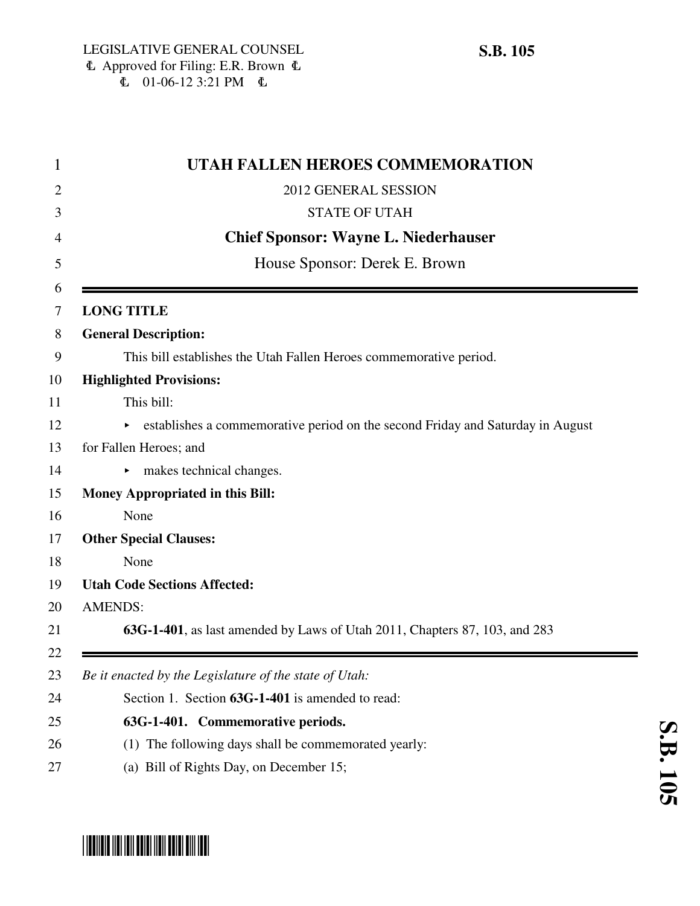LEGISLATIVE GENERAL COUNSEL
Approved for Filing: E.R. Brown
01-06-12 3:21 PM

**S.B. 105**

# UTAH FALLEN HEROES COMMEMORATION

2012 GENERAL SESSION

STATE OF UTAH

**Chief Sponsor: Wayne L. Niederhauser**

House Sponsor: Derek E. Brown

---

**LONG TITLE**

**General Description:**

This bill establishes the Utah Fallen Heroes commemorative period.

**Highlighted Provisions:**

This bill:

- establishes a commemorative period on the second Friday and Saturday in August for Fallen Heroes; and
- makes technical changes.

**Money Appropriated in this Bill:**

None

**Other Special Clauses:**

None

**Utah Code Sections Affected:**

AMENDS:

**63G-1-401**, as last amended by Laws of Utah 2011, Chapters 87, 103, and 283

---

*Be it enacted by the Legislature of the state of Utah:*

Section 1. Section **63G-1-401** is amended to read:

**63G-1-401. Commemorative periods.**

(1) The following days shall be commemorated yearly:

(a) Bill of Rights Day, on December 15;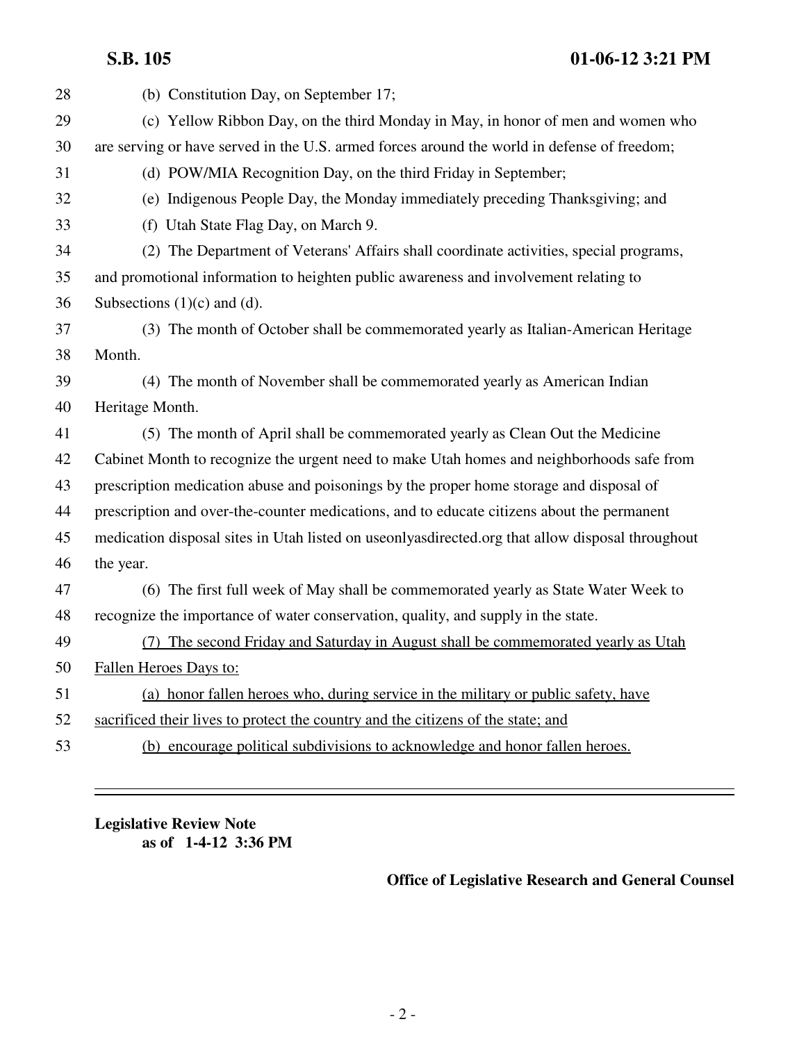(b) Constitution Day, on September 17;

(c) Yellow Ribbon Day, on the third Monday in May, in honor of men and women who are serving or have served in the U.S. armed forces around the world in defense of freedom;

(d) POW/MIA Recognition Day, on the third Friday in September;

(e) Indigenous People Day, the Monday immediately preceding Thanksgiving; and

(f) Utah State Flag Day, on March 9.

(2) The Department of Veterans' Affairs shall coordinate activities, special programs, and promotional information to heighten public awareness and involvement relating to Subsections (1)(c) and (d).

(3) The month of October shall be commemorated yearly as Italian-American Heritage Month.

(4) The month of November shall be commemorated yearly as American Indian Heritage Month.

(5) The month of April shall be commemorated yearly as Clean Out the Medicine Cabinet Month to recognize the urgent need to make Utah homes and neighborhoods safe from prescription medication abuse and poisonings by the proper home storage and disposal of prescription and over-the-counter medications, and to educate citizens about the permanent medication disposal sites in Utah listed on useonlyasdirected.org that allow disposal throughout the year.

(6) The first full week of May shall be commemorated yearly as State Water Week to recognize the importance of water conservation, quality, and supply in the state.

<u>(7) The second Friday and Saturday in August shall be commemorated yearly as Utah Fallen Heroes Days to:</u>

<u>(a) honor fallen heroes who, during service in the military or public safety, have sacrificed their lives to protect the country and the citizens of the state; and</u>

<u>(b) encourage political subdivisions to acknowledge and honor fallen heroes.</u>

---

**Legislative Review Note**
**as of 1-4-12 3:36 PM**

**Office of Legislative Research and General Counsel**